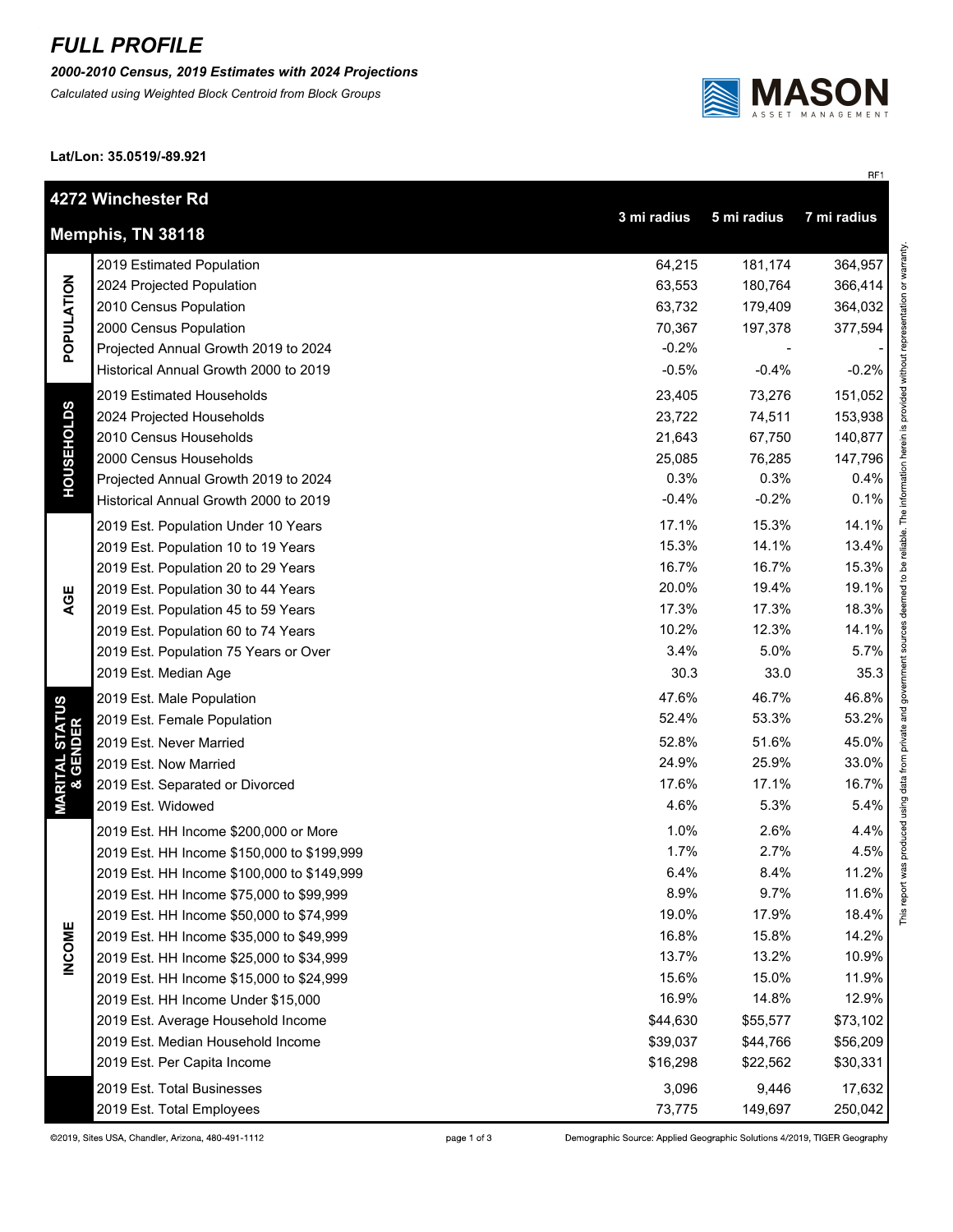# *FULL PROFILE*

***2000-2010 Census, 2019 Estimates with 2024 Projections***

*Calculated using Weighted Block Centroid from Block Groups*

**Lat/Lon: 35.0519/-89.921**

RF1

| **4272 Winchester Rd Memphis, TN 38118** | | **3 mi radius** | **5 mi radius** | **7 mi radius** |
|---|---|---|---|---|
| **POPULATION** | 2019 Estimated Population | 64,215 | 181,174 | 364,957 |
| | 2024 Projected Population | 63,553 | 180,764 | 366,414 |
| | 2010 Census Population | 63,732 | 179,409 | 364,032 |
| | 2000 Census Population | 70,367 | 197,378 | 377,594 |
| | Projected Annual Growth 2019 to 2024 | -0.2% | - | - |
| | Historical Annual Growth 2000 to 2019 | -0.5% | -0.4% | -0.2% |
| **HOUSEHOLDS** | 2019 Estimated Households | 23,405 | 73,276 | 151,052 |
| | 2024 Projected Households | 23,722 | 74,511 | 153,938 |
| | 2010 Census Households | 21,643 | 67,750 | 140,877 |
| | 2000 Census Households | 25,085 | 76,285 | 147,796 |
| | Projected Annual Growth 2019 to 2024 | 0.3% | 0.3% | 0.4% |
| | Historical Annual Growth 2000 to 2019 | -0.4% | -0.2% | 0.1% |
| **AGE** | 2019 Est. Population Under 10 Years | 17.1% | 15.3% | 14.1% |
| | 2019 Est. Population 10 to 19 Years | 15.3% | 14.1% | 13.4% |
| | 2019 Est. Population 20 to 29 Years | 16.7% | 16.7% | 15.3% |
| | 2019 Est. Population 30 to 44 Years | 20.0% | 19.4% | 19.1% |
| | 2019 Est. Population 45 to 59 Years | 17.3% | 17.3% | 18.3% |
| | 2019 Est. Population 60 to 74 Years | 10.2% | 12.3% | 14.1% |
| | 2019 Est. Population 75 Years or Over | 3.4% | 5.0% | 5.7% |
| | 2019 Est. Median Age | 30.3 | 33.0 | 35.3 |
| **MARITAL STATUS & GENDER** | 2019 Est. Male Population | 47.6% | 46.7% | 46.8% |
| | 2019 Est. Female Population | 52.4% | 53.3% | 53.2% |
| | 2019 Est. Never Married | 52.8% | 51.6% | 45.0% |
| | 2019 Est. Now Married | 24.9% | 25.9% | 33.0% |
| | 2019 Est. Separated or Divorced | 17.6% | 17.1% | 16.7% |
| | 2019 Est. Widowed | 4.6% | 5.3% | 5.4% |
| **INCOME** | 2019 Est. HH Income $200,000 or More | 1.0% | 2.6% | 4.4% |
| | 2019 Est. HH Income $150,000 to $199,999 | 1.7% | 2.7% | 4.5% |
| | 2019 Est. HH Income $100,000 to $149,999 | 6.4% | 8.4% | 11.2% |
| | 2019 Est. HH Income $75,000 to $99,999 | 8.9% | 9.7% | 11.6% |
| | 2019 Est. HH Income $50,000 to $74,999 | 19.0% | 17.9% | 18.4% |
| | 2019 Est. HH Income $35,000 to $49,999 | 16.8% | 15.8% | 14.2% |
| | 2019 Est. HH Income $25,000 to $34,999 | 13.7% | 13.2% | 10.9% |
| | 2019 Est. HH Income $15,000 to $24,999 | 15.6% | 15.0% | 11.9% |
| | 2019 Est. HH Income Under $15,000 | 16.9% | 14.8% | 12.9% |
| | 2019 Est. Average Household Income | $44,630 | $55,577 | $73,102 |
| | 2019 Est. Median Household Income | $39,037 | $44,766 | $56,209 |
| | 2019 Est. Per Capita Income | $16,298 | $22,562 | $30,331 |
| | 2019 Est. Total Businesses | 3,096 | 9,446 | 17,632 |
| | 2019 Est. Total Employees | 73,775 | 149,697 | 250,042 |

This report was produced using data from private and government sources deemed to be reliable. The information herein is provided without representation or warranty.

©2019, Sites USA, Chandler, Arizona, 480-491-1112

Demographic Source: Applied Geographic Solutions 4/2019, TIGER Geography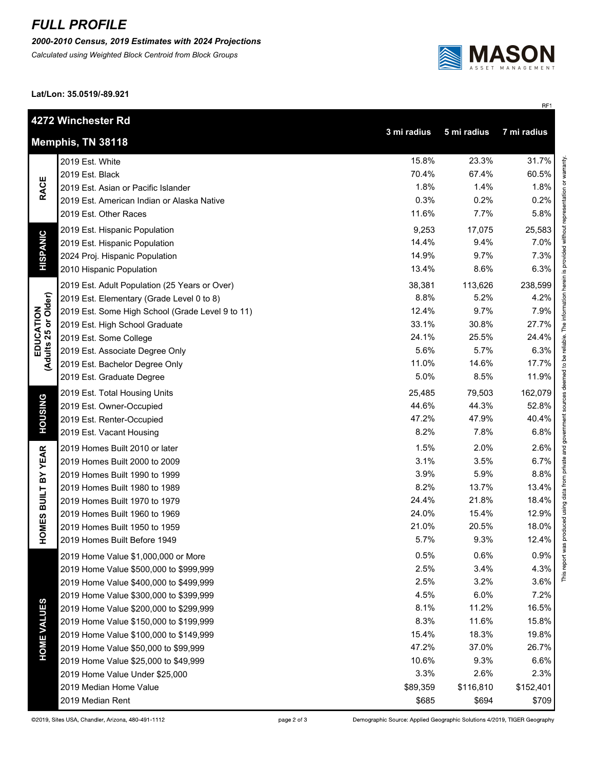# FULL PROFILE

***2000-2010 Census, 2019 Estimates with 2024 Projections***

*Calculated using Weighted Block Centroid from Block Groups*

**Lat/Lon: 35.0519/-89.921**

RF1

| **4272 Winchester Rd Memphis, TN 38118** | | **3 mi radius** | **5 mi radius** | **7 mi radius** |
|---|---|---|---|---|
| **RACE** | 2019 Est. White | 15.8% | 23.3% | 31.7% |
| | 2019 Est. Black | 70.4% | 67.4% | 60.5% |
| | 2019 Est. Asian or Pacific Islander | 1.8% | 1.4% | 1.8% |
| | 2019 Est. American Indian or Alaska Native | 0.3% | 0.2% | 0.2% |
| | 2019 Est. Other Races | 11.6% | 7.7% | 5.8% |
| **HISPANIC** | 2019 Est. Hispanic Population | 9,253 | 17,075 | 25,583 |
| | 2019 Est. Hispanic Population | 14.4% | 9.4% | 7.0% |
| | 2024 Proj. Hispanic Population | 14.9% | 9.7% | 7.3% |
| | 2010 Hispanic Population | 13.4% | 8.6% | 6.3% |
| **EDUCATION (Adults 25 or Older)** | 2019 Est. Adult Population (25 Years or Over) | 38,381 | 113,626 | 238,599 |
| | 2019 Est. Elementary (Grade Level 0 to 8) | 8.8% | 5.2% | 4.2% |
| | 2019 Est. Some High School (Grade Level 9 to 11) | 12.4% | 9.7% | 7.9% |
| | 2019 Est. High School Graduate | 33.1% | 30.8% | 27.7% |
| | 2019 Est. Some College | 24.1% | 25.5% | 24.4% |
| | 2019 Est. Associate Degree Only | 5.6% | 5.7% | 6.3% |
| | 2019 Est. Bachelor Degree Only | 11.0% | 14.6% | 17.7% |
| | 2019 Est. Graduate Degree | 5.0% | 8.5% | 11.9% |
| **HOUSING** | 2019 Est. Total Housing Units | 25,485 | 79,503 | 162,079 |
| | 2019 Est. Owner-Occupied | 44.6% | 44.3% | 52.8% |
| | 2019 Est. Renter-Occupied | 47.2% | 47.9% | 40.4% |
| | 2019 Est. Vacant Housing | 8.2% | 7.8% | 6.8% |
| **HOMES BUILT BY YEAR** | 2019 Homes Built 2010 or later | 1.5% | 2.0% | 2.6% |
| | 2019 Homes Built 2000 to 2009 | 3.1% | 3.5% | 6.7% |
| | 2019 Homes Built 1990 to 1999 | 3.9% | 5.9% | 8.8% |
| | 2019 Homes Built 1980 to 1989 | 8.2% | 13.7% | 13.4% |
| | 2019 Homes Built 1970 to 1979 | 24.4% | 21.8% | 18.4% |
| | 2019 Homes Built 1960 to 1969 | 24.0% | 15.4% | 12.9% |
| | 2019 Homes Built 1950 to 1959 | 21.0% | 20.5% | 18.0% |
| | 2019 Homes Built Before 1949 | 5.7% | 9.3% | 12.4% |
| **HOME VALUES** | 2019 Home Value $1,000,000 or More | 0.5% | 0.6% | 0.9% |
| | 2019 Home Value $500,000 to $999,999 | 2.5% | 3.4% | 4.3% |
| | 2019 Home Value $400,000 to $499,999 | 2.5% | 3.2% | 3.6% |
| | 2019 Home Value $300,000 to $399,999 | 4.5% | 6.0% | 7.2% |
| | 2019 Home Value $200,000 to $299,999 | 8.1% | 11.2% | 16.5% |
| | 2019 Home Value $150,000 to $199,999 | 8.3% | 11.6% | 15.8% |
| | 2019 Home Value $100,000 to $149,999 | 15.4% | 18.3% | 19.8% |
| | 2019 Home Value $50,000 to $99,999 | 47.2% | 37.0% | 26.7% |
| | 2019 Home Value $25,000 to $49,999 | 10.6% | 9.3% | 6.6% |
| | 2019 Home Value Under $25,000 | 3.3% | 2.6% | 2.3% |
| | 2019 Median Home Value | $89,359 | $116,810 | $152,401 |
| | 2019 Median Rent | $685 | $694 | $709 |

This report was produced using data from private and government sources deemed to be reliable. The information herein is provided without representation or warranty.

©2019, Sites USA, Chandler, Arizona, 480-491-1112

Demographic Source: Applied Geographic Solutions 4/2019, TIGER Geography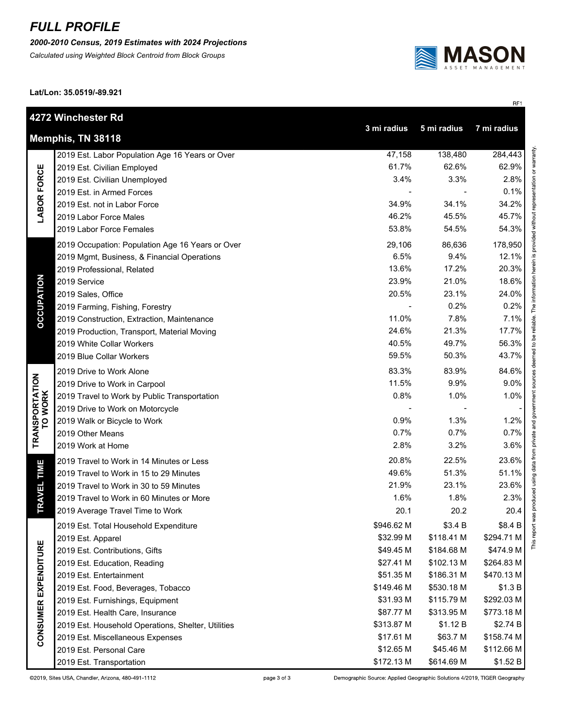# FULL PROFILE

***2000-2010 Census, 2019 Estimates with 2024 Projections***

*Calculated using Weighted Block Centroid from Block Groups*

**Lat/Lon: 35.0519/-89.921**

RF1

| **4272 Winchester Rd<br>Memphis, TN 38118** | | 3 mi radius | 5 mi radius | 7 mi radius |
|---|---|---|---|---|
| **LABOR FORCE** | 2019 Est. Labor Population Age 16 Years or Over | 47,158 | 138,480 | 284,443 |
| | 2019 Est. Civilian Employed | 61.7% | 62.6% | 62.9% |
| | 2019 Est. Civilian Unemployed | 3.4% | 3.3% | 2.8% |
| | 2019 Est. in Armed Forces | - | - | 0.1% |
| | 2019 Est. not in Labor Force | 34.9% | 34.1% | 34.2% |
| | 2019 Labor Force Males | 46.2% | 45.5% | 45.7% |
| | 2019 Labor Force Females | 53.8% | 54.5% | 54.3% |
| **OCCUPATION** | 2019 Occupation: Population Age 16 Years or Over | 29,106 | 86,636 | 178,950 |
| | 2019 Mgmt, Business, & Financial Operations | 6.5% | 9.4% | 12.1% |
| | 2019 Professional, Related | 13.6% | 17.2% | 20.3% |
| | 2019 Service | 23.9% | 21.0% | 18.6% |
| | 2019 Sales, Office | 20.5% | 23.1% | 24.0% |
| | 2019 Farming, Fishing, Forestry | - | 0.2% | 0.2% |
| | 2019 Construction, Extraction, Maintenance | 11.0% | 7.8% | 7.1% |
| | 2019 Production, Transport, Material Moving | 24.6% | 21.3% | 17.7% |
| | 2019 White Collar Workers | 40.5% | 49.7% | 56.3% |
| | 2019 Blue Collar Workers | 59.5% | 50.3% | 43.7% |
| **TRANSPORTATION TO WORK** | 2019 Drive to Work Alone | 83.3% | 83.9% | 84.6% |
| | 2019 Drive to Work in Carpool | 11.5% | 9.9% | 9.0% |
| | 2019 Travel to Work by Public Transportation | 0.8% | 1.0% | 1.0% |
| | 2019 Drive to Work on Motorcycle | - | - | - |
| | 2019 Walk or Bicycle to Work | 0.9% | 1.3% | 1.2% |
| | 2019 Other Means | 0.7% | 0.7% | 0.7% |
| | 2019 Work at Home | 2.8% | 3.2% | 3.6% |
| **TRAVEL TIME** | 2019 Travel to Work in 14 Minutes or Less | 20.8% | 22.5% | 23.6% |
| | 2019 Travel to Work in 15 to 29 Minutes | 49.6% | 51.3% | 51.1% |
| | 2019 Travel to Work in 30 to 59 Minutes | 21.9% | 23.1% | 23.6% |
| | 2019 Travel to Work in 60 Minutes or More | 1.6% | 1.8% | 2.3% |
| | 2019 Average Travel Time to Work | 20.1 | 20.2 | 20.4 |
| **CONSUMER EXPENDITURE** | 2019 Est. Total Household Expenditure | $946.62 M | $3.4 B | $8.4 B |
| | 2019 Est. Apparel | $32.99 M | $118.41 M | $294.71 M |
| | 2019 Est. Contributions, Gifts | $49.45 M | $184.68 M | $474.9 M |
| | 2019 Est. Education, Reading | $27.41 M | $102.13 M | $264.83 M |
| | 2019 Est. Entertainment | $51.35 M | $186.31 M | $470.13 M |
| | 2019 Est. Food, Beverages, Tobacco | $149.46 M | $530.18 M | $1.3 B |
| | 2019 Est. Furnishings, Equipment | $31.93 M | $115.79 M | $292.03 M |
| | 2019 Est. Health Care, Insurance | $87.77 M | $313.95 M | $773.18 M |
| | 2019 Est. Household Operations, Shelter, Utilities | $313.87 M | $1.12 B | $2.74 B |
| | 2019 Est. Miscellaneous Expenses | $17.61 M | $63.7 M | $158.74 M |
| | 2019 Est. Personal Care | $12.65 M | $45.46 M | $112.66 M |
| | 2019 Est. Transportation | $172.13 M | $614.69 M | $1.52 B |

This report was produced using data from private and government sources deemed to be reliable. The information herein is provided without representation or warranty.

©2019, Sites USA, Chandler, Arizona, 480-491-1112

Demographic Source: Applied Geographic Solutions 4/2019, TIGER Geography